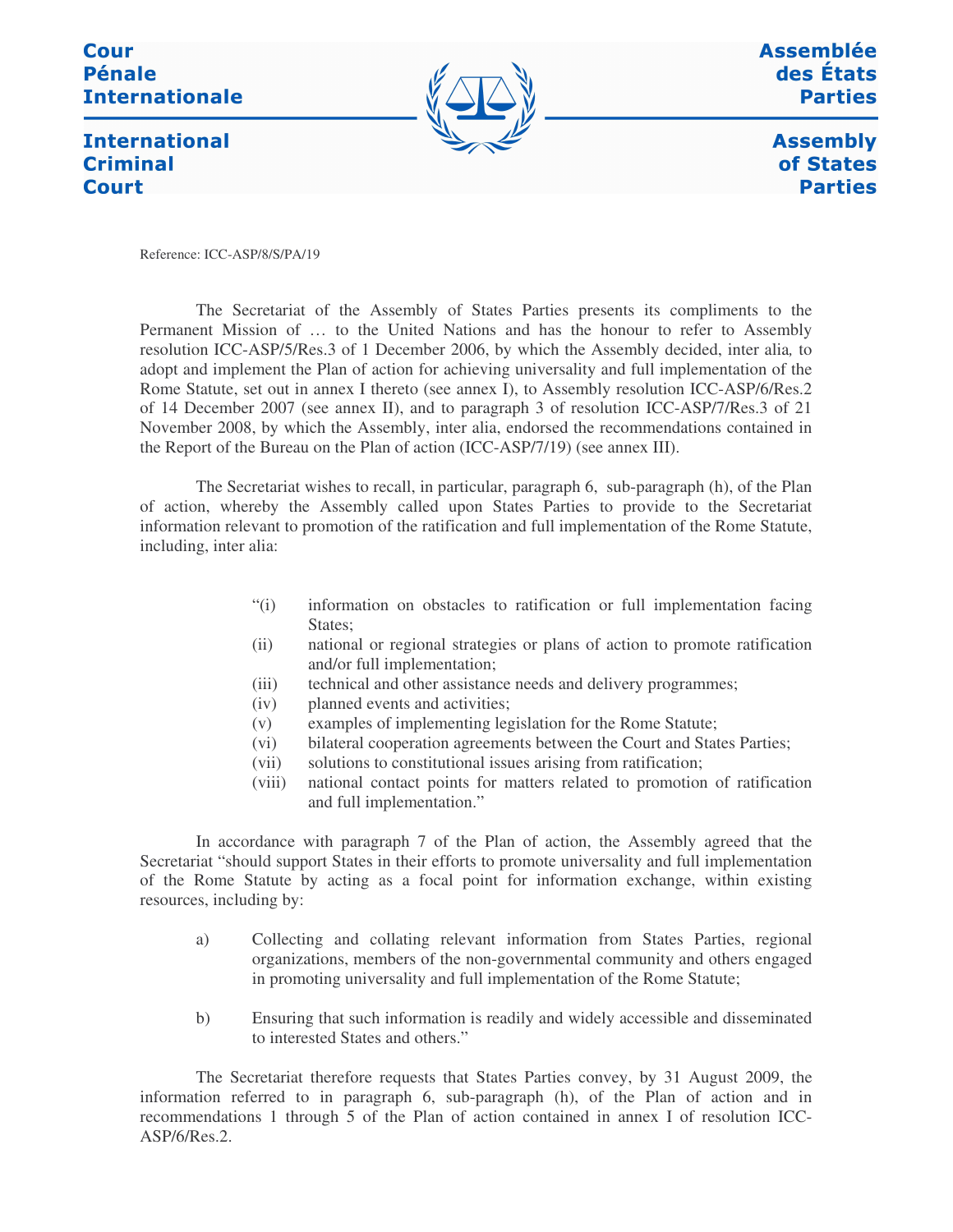**Cour Pénale Internationale**

**International Criminal Court**

**Assemblée des États Parties**

**Assembly of States Parties**

Reference: ICC-ASP/8/S/PA/19

The Secretariat of the Assembly of States Parties presents its compliments to the Permanent Mission of … to the United Nations and has the honour to refer to Assembly resolution ICC-ASP/5/Res.3 of 1 December 2006, by which the Assembly decided, inter alia*,* to adopt and implement the Plan of action for achieving universality and full implementation of the Rome Statute, set out in annex I thereto (see annex I), to Assembly resolution ICC-ASP/6/Res.2 of 14 December 2007 (see annex II), and to paragraph 3 of resolution ICC-ASP/7/Res.3 of 21 November 2008, by which the Assembly, inter alia, endorsed the recommendations contained in the Report of the Bureau on the Plan of action (ICC-ASP/7/19) (see annex III).

The Secretariat wishes to recall, in particular, paragraph 6, sub-paragraph (h), of the Plan of action, whereby the Assembly called upon States Parties to provide to the Secretariat information relevant to promotion of the ratification and full implementation of the Rome Statute, including, inter alia:

"(i) information on obstacles to ratification or full implementation facing States;
(ii) national or regional strategies or plans of action to promote ratification and/or full implementation;
(iii) technical and other assistance needs and delivery programmes;
(iv) planned events and activities;
(v) examples of implementing legislation for the Rome Statute;
(vi) bilateral cooperation agreements between the Court and States Parties;
(vii) solutions to constitutional issues arising from ratification;
(viii) national contact points for matters related to promotion of ratification and full implementation."

In accordance with paragraph 7 of the Plan of action, the Assembly agreed that the Secretariat "should support States in their efforts to promote universality and full implementation of the Rome Statute by acting as a focal point for information exchange, within existing resources, including by:

a) Collecting and collating relevant information from States Parties, regional organizations, members of the non-governmental community and others engaged in promoting universality and full implementation of the Rome Statute;

b) Ensuring that such information is readily and widely accessible and disseminated to interested States and others."

The Secretariat therefore requests that States Parties convey, by 31 August 2009, the information referred to in paragraph 6, sub-paragraph (h), of the Plan of action and in recommendations 1 through 5 of the Plan of action contained in annex I of resolution ICC-ASP/6/Res.2.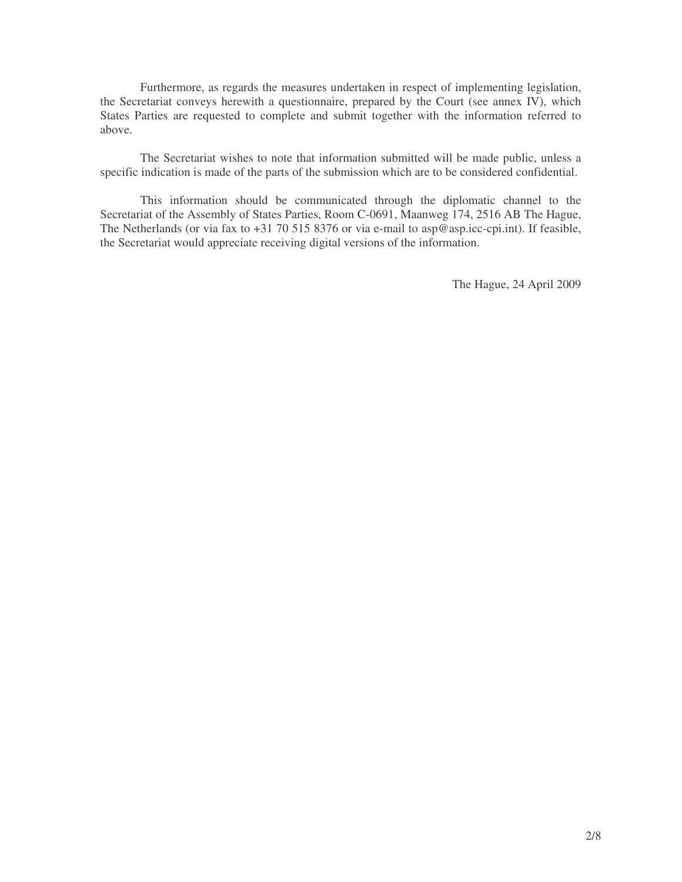Furthermore, as regards the measures undertaken in respect of implementing legislation, the Secretariat conveys herewith a questionnaire, prepared by the Court (see annex IV), which States Parties are requested to complete and submit together with the information referred to above.

The Secretariat wishes to note that information submitted will be made public, unless a specific indication is made of the parts of the submission which are to be considered confidential.

This information should be communicated through the diplomatic channel to the Secretariat of the Assembly of States Parties, Room C-0691, Maanweg 174, 2516 AB The Hague, The Netherlands (or via fax to +31 70 515 8376 or via e-mail to asp@asp.icc-cpi.int). If feasible, the Secretariat would appreciate receiving digital versions of the information.

The Hague, 24 April 2009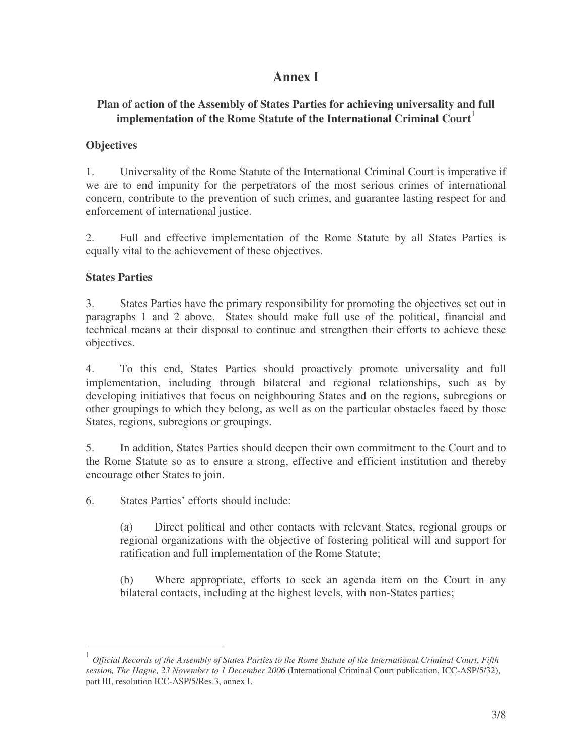# Annex I

## Plan of action of the Assembly of States Parties for achieving universality and full implementation of the Rome Statute of the International Criminal Court[1]

### Objectives

1. Universality of the Rome Statute of the International Criminal Court is imperative if we are to end impunity for the perpetrators of the most serious crimes of international concern, contribute to the prevention of such crimes, and guarantee lasting respect for and enforcement of international justice.

2. Full and effective implementation of the Rome Statute by all States Parties is equally vital to the achievement of these objectives.

### States Parties

3. States Parties have the primary responsibility for promoting the objectives set out in paragraphs 1 and 2 above. States should make full use of the political, financial and technical means at their disposal to continue and strengthen their efforts to achieve these objectives.

4. To this end, States Parties should proactively promote universality and full implementation, including through bilateral and regional relationships, such as by developing initiatives that focus on neighbouring States and on the regions, subregions or other groupings to which they belong, as well as on the particular obstacles faced by those States, regions, subregions or groupings.

5. In addition, States Parties should deepen their own commitment to the Court and to the Rome Statute so as to ensure a strong, effective and efficient institution and thereby encourage other States to join.

6. States Parties' efforts should include:

   (a) Direct political and other contacts with relevant States, regional groups or regional organizations with the objective of fostering political will and support for ratification and full implementation of the Rome Statute;

   (b) Where appropriate, efforts to seek an agenda item on the Court in any bilateral contacts, including at the highest levels, with non-States parties;

---

[1] *Official Records of the Assembly of States Parties to the Rome Statute of the International Criminal Court, Fifth session, The Hague, 23 November to 1 December 2006* (International Criminal Court publication, ICC-ASP/5/32), part III, resolution ICC-ASP/5/Res.3, annex I.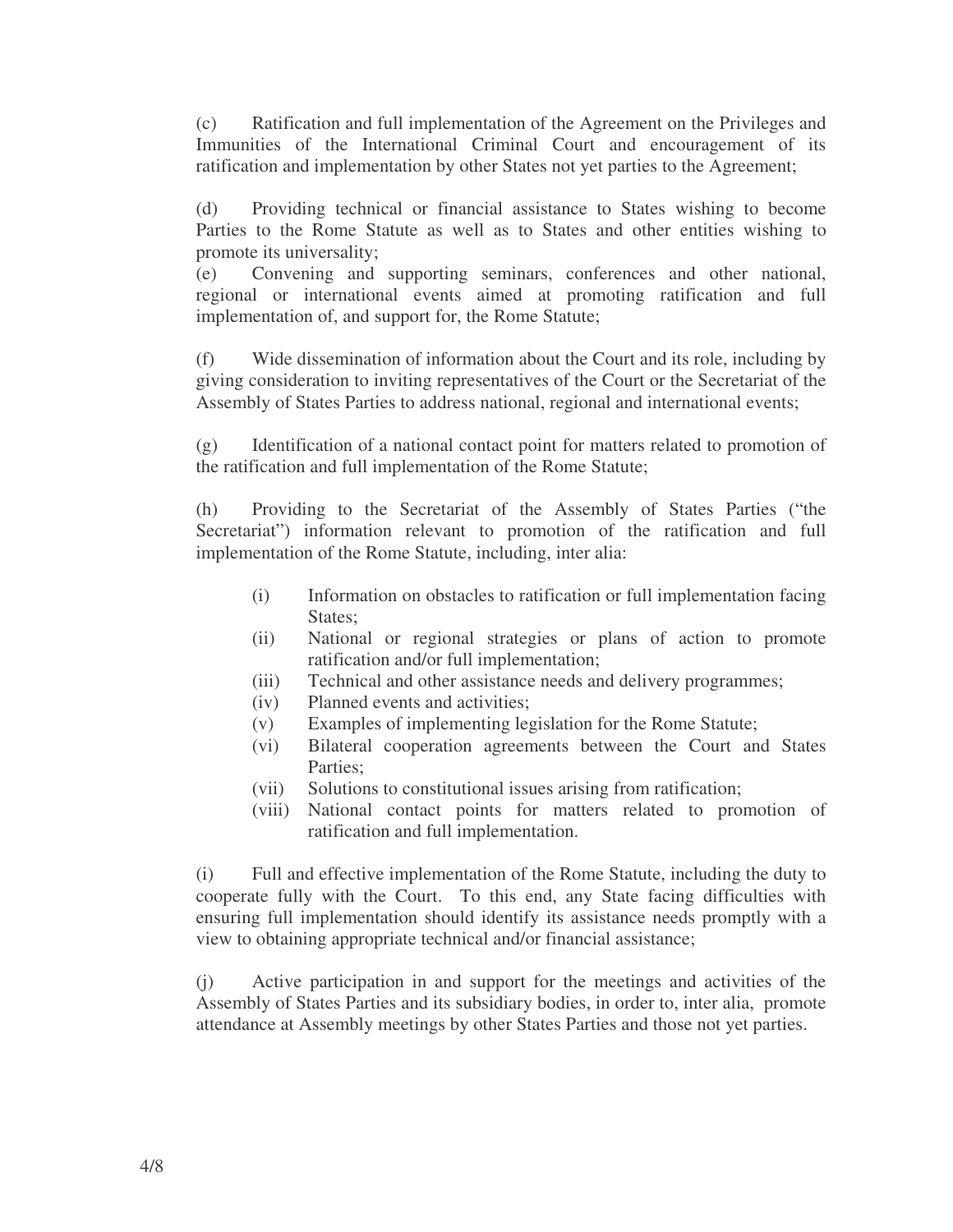(c) Ratification and full implementation of the Agreement on the Privileges and Immunities of the International Criminal Court and encouragement of its ratification and implementation by other States not yet parties to the Agreement;

(d) Providing technical or financial assistance to States wishing to become Parties to the Rome Statute as well as to States and other entities wishing to promote its universality;

(e) Convening and supporting seminars, conferences and other national, regional or international events aimed at promoting ratification and full implementation of, and support for, the Rome Statute;

(f) Wide dissemination of information about the Court and its role, including by giving consideration to inviting representatives of the Court or the Secretariat of the Assembly of States Parties to address national, regional and international events;

(g) Identification of a national contact point for matters related to promotion of the ratification and full implementation of the Rome Statute;

(h) Providing to the Secretariat of the Assembly of States Parties ("the Secretariat") information relevant to promotion of the ratification and full implementation of the Rome Statute, including, inter alia:

- (i) Information on obstacles to ratification or full implementation facing States;
- (ii) National or regional strategies or plans of action to promote ratification and/or full implementation;
- (iii) Technical and other assistance needs and delivery programmes;
- (iv) Planned events and activities;
- (v) Examples of implementing legislation for the Rome Statute;
- (vi) Bilateral cooperation agreements between the Court and States Parties;
- (vii) Solutions to constitutional issues arising from ratification;
- (viii) National contact points for matters related to promotion of ratification and full implementation.

(i) Full and effective implementation of the Rome Statute, including the duty to cooperate fully with the Court. To this end, any State facing difficulties with ensuring full implementation should identify its assistance needs promptly with a view to obtaining appropriate technical and/or financial assistance;

(j) Active participation in and support for the meetings and activities of the Assembly of States Parties and its subsidiary bodies, in order to, inter alia, promote attendance at Assembly meetings by other States Parties and those not yet parties.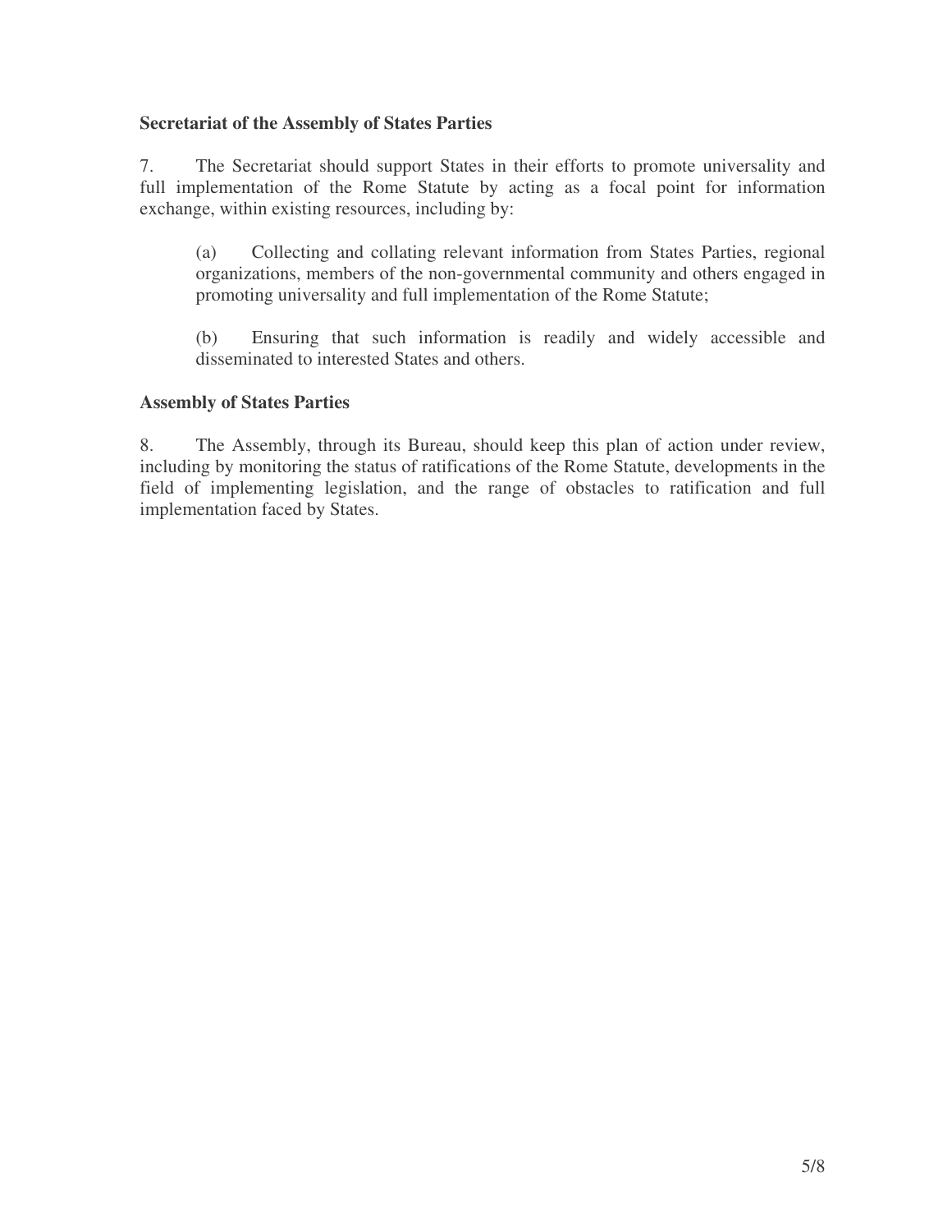**Secretariat of the Assembly of States Parties**

7. The Secretariat should support States in their efforts to promote universality and full implementation of the Rome Statute by acting as a focal point for information exchange, within existing resources, including by:

(a) Collecting and collating relevant information from States Parties, regional organizations, members of the non-governmental community and others engaged in promoting universality and full implementation of the Rome Statute;

(b) Ensuring that such information is readily and widely accessible and disseminated to interested States and others.

**Assembly of States Parties**

8. The Assembly, through its Bureau, should keep this plan of action under review, including by monitoring the status of ratifications of the Rome Statute, developments in the field of implementing legislation, and the range of obstacles to ratification and full implementation faced by States.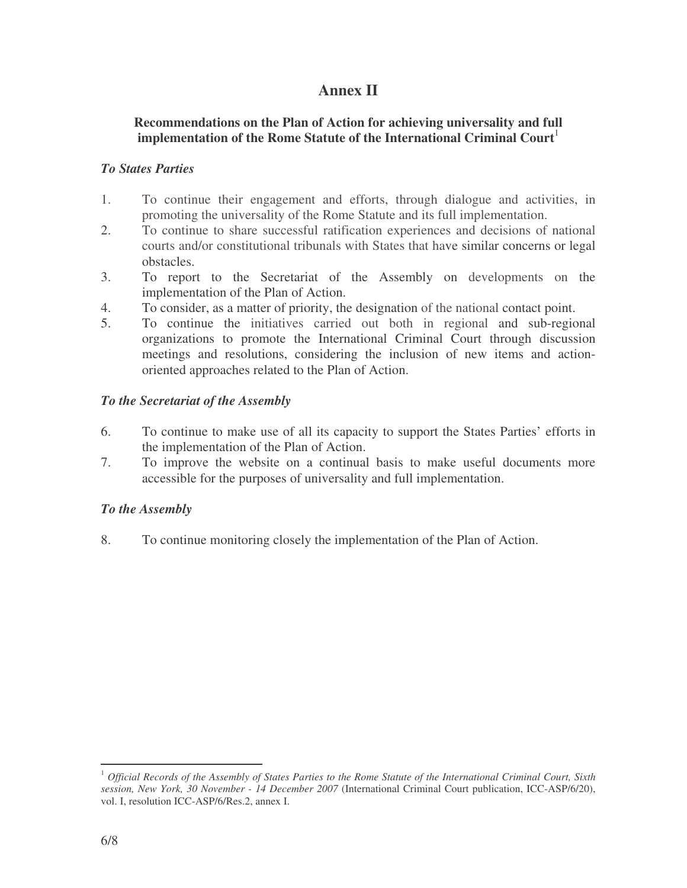# Annex II

## Recommendations on the Plan of Action for achieving universality and full implementation of the Rome Statute of the International Criminal Court[1]

***To States Parties***

1. To continue their engagement and efforts, through dialogue and activities, in promoting the universality of the Rome Statute and its full implementation.
2. To continue to share successful ratification experiences and decisions of national courts and/or constitutional tribunals with States that have similar concerns or legal obstacles.
3. To report to the Secretariat of the Assembly on developments on the implementation of the Plan of Action.
4. To consider, as a matter of priority, the designation of the national contact point.
5. To continue the initiatives carried out both in regional and sub-regional organizations to promote the International Criminal Court through discussion meetings and resolutions, considering the inclusion of new items and action-oriented approaches related to the Plan of Action.

***To the Secretariat of the Assembly***

6. To continue to make use of all its capacity to support the States Parties' efforts in the implementation of the Plan of Action.
7. To improve the website on a continual basis to make useful documents more accessible for the purposes of universality and full implementation.

***To the Assembly***

8. To continue monitoring closely the implementation of the Plan of Action.

---

[1] *Official Records of the Assembly of States Parties to the Rome Statute of the International Criminal Court, Sixth session, New York, 30 November - 14 December 2007* (International Criminal Court publication, ICC-ASP/6/20), vol. I, resolution ICC-ASP/6/Res.2, annex I.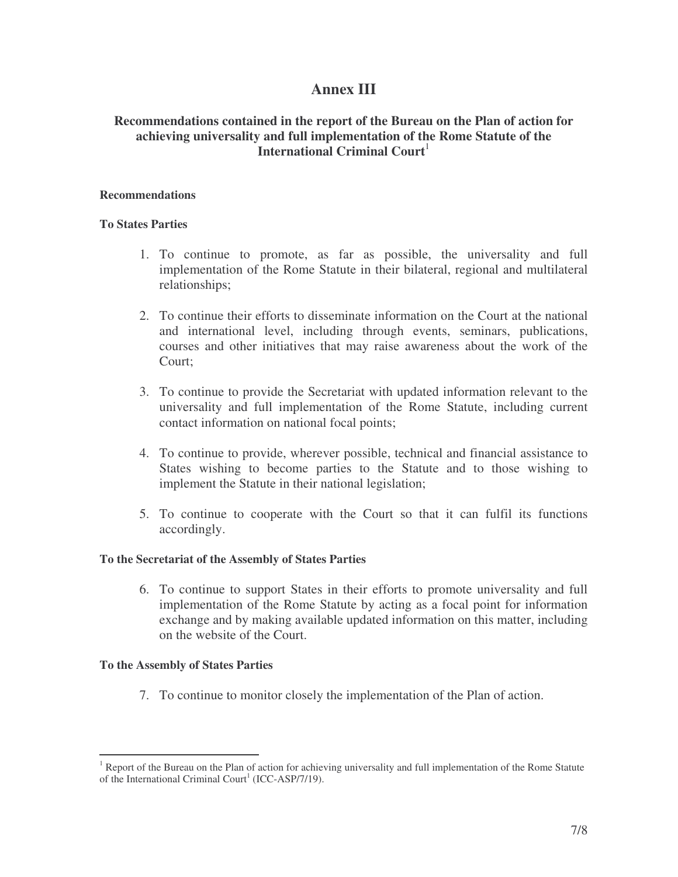# Annex III

## Recommendations contained in the report of the Bureau on the Plan of action for achieving universality and full implementation of the Rome Statute of the International Criminal Court[1]

**Recommendations**

**To States Parties**

1. To continue to promote, as far as possible, the universality and full implementation of the Rome Statute in their bilateral, regional and multilateral relationships;

2. To continue their efforts to disseminate information on the Court at the national and international level, including through events, seminars, publications, courses and other initiatives that may raise awareness about the work of the Court;

3. To continue to provide the Secretariat with updated information relevant to the universality and full implementation of the Rome Statute, including current contact information on national focal points;

4. To continue to provide, wherever possible, technical and financial assistance to States wishing to become parties to the Statute and to those wishing to implement the Statute in their national legislation;

5. To continue to cooperate with the Court so that it can fulfil its functions accordingly.

**To the Secretariat of the Assembly of States Parties**

6. To continue to support States in their efforts to promote universality and full implementation of the Rome Statute by acting as a focal point for information exchange and by making available updated information on this matter, including on the website of the Court.

**To the Assembly of States Parties**

7. To continue to monitor closely the implementation of the Plan of action.

---

[1] Report of the Bureau on the Plan of action for achieving universality and full implementation of the Rome Statute of the International Criminal Court[1] (ICC-ASP/7/19).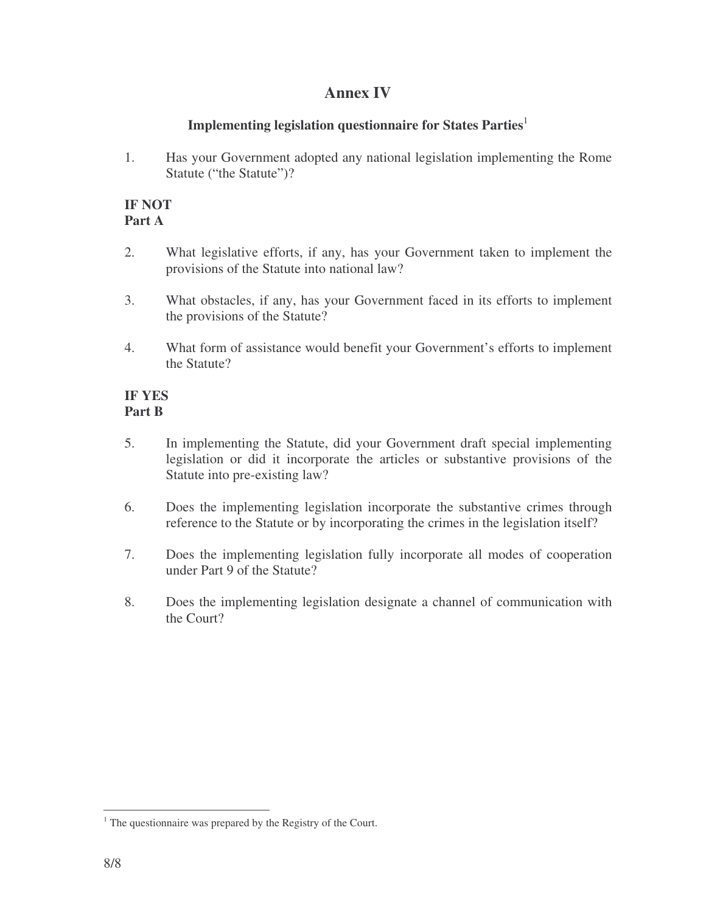# Annex IV

## Implementing legislation questionnaire for States Parties[1]

1. Has your Government adopted any national legislation implementing the Rome Statute ("the Statute")?

**IF NOT**
**Part A**

2. What legislative efforts, if any, has your Government taken to implement the provisions of the Statute into national law?

3. What obstacles, if any, has your Government faced in its efforts to implement the provisions of the Statute?

4. What form of assistance would benefit your Government's efforts to implement the Statute?

**IF YES**
**Part B**

5. In implementing the Statute, did your Government draft special implementing legislation or did it incorporate the articles or substantive provisions of the Statute into pre-existing law?

6. Does the implementing legislation incorporate the substantive crimes through reference to the Statute or by incorporating the crimes in the legislation itself?

7. Does the implementing legislation fully incorporate all modes of cooperation under Part 9 of the Statute?

8. Does the implementing legislation designate a channel of communication with the Court?

---

[1] The questionnaire was prepared by the Registry of the Court.